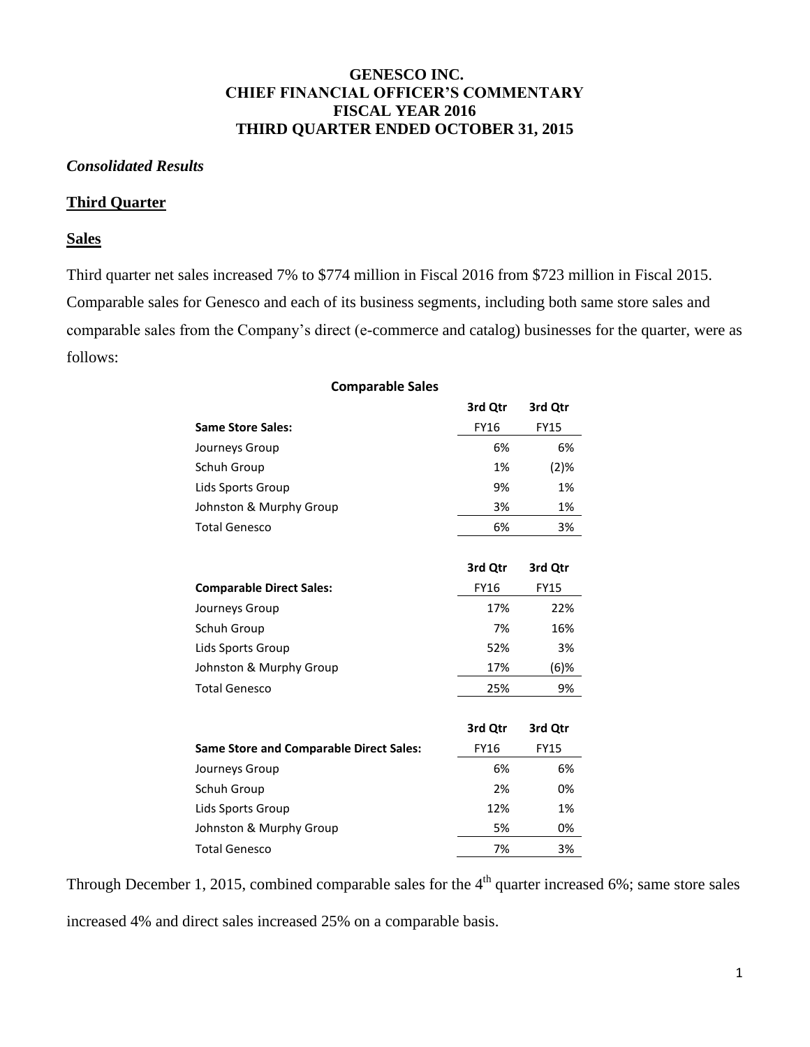# GENESCO INC.
# CHIEF FINANCIAL OFFICER'S COMMENTARY
# FISCAL YEAR 2016
# THIRD QUARTER ENDED OCTOBER 31, 2015

***Consolidated Results***

## Third Quarter

### Sales

Third quarter net sales increased 7% to $774 million in Fiscal 2016 from $723 million in Fiscal 2015. Comparable sales for Genesco and each of its business segments, including both same store sales and comparable sales from the Company's direct (e-commerce and catalog) businesses for the quarter, were as follows:

**Comparable Sales**

| **Same Store Sales:** | **3rd Qtr** FY16 | **3rd Qtr** FY15 |
|---|---|---|
| Journeys Group | 6% | 6% |
| Schuh Group | 1% | (2)% |
| Lids Sports Group | 9% | 1% |
| Johnston & Murphy Group | 3% | 1% |
| Total Genesco | 6% | 3% |

| **Comparable Direct Sales:** | **3rd Qtr** FY16 | **3rd Qtr** FY15 |
|---|---|---|
| Journeys Group | 17% | 22% |
| Schuh Group | 7% | 16% |
| Lids Sports Group | 52% | 3% |
| Johnston & Murphy Group | 17% | (6)% |
| Total Genesco | 25% | 9% |

| **Same Store and Comparable Direct Sales:** | **3rd Qtr** FY16 | **3rd Qtr** FY15 |
|---|---|---|
| Journeys Group | 6% | 6% |
| Schuh Group | 2% | 0% |
| Lids Sports Group | 12% | 1% |
| Johnston & Murphy Group | 5% | 0% |
| Total Genesco | 7% | 3% |

Through December 1, 2015, combined comparable sales for the 4th quarter increased 6%; same store sales increased 4% and direct sales increased 25% on a comparable basis.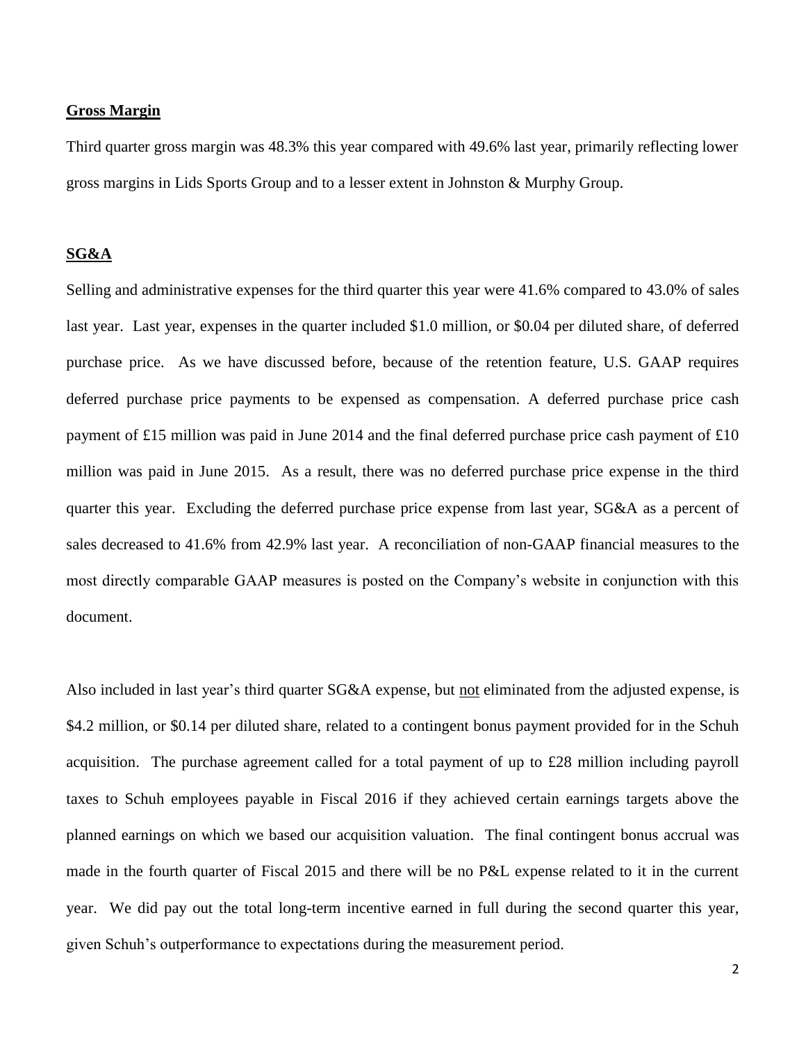**Gross Margin**

Third quarter gross margin was 48.3% this year compared with 49.6% last year, primarily reflecting lower gross margins in Lids Sports Group and to a lesser extent in Johnston & Murphy Group.

**SG&A**

Selling and administrative expenses for the third quarter this year were 41.6% compared to 43.0% of sales last year. Last year, expenses in the quarter included $1.0 million, or $0.04 per diluted share, of deferred purchase price. As we have discussed before, because of the retention feature, U.S. GAAP requires deferred purchase price payments to be expensed as compensation. A deferred purchase price cash payment of £15 million was paid in June 2014 and the final deferred purchase price cash payment of £10 million was paid in June 2015. As a result, there was no deferred purchase price expense in the third quarter this year. Excluding the deferred purchase price expense from last year, SG&A as a percent of sales decreased to 41.6% from 42.9% last year. A reconciliation of non-GAAP financial measures to the most directly comparable GAAP measures is posted on the Company's website in conjunction with this document.

Also included in last year's third quarter SG&A expense, but not eliminated from the adjusted expense, is $4.2 million, or $0.14 per diluted share, related to a contingent bonus payment provided for in the Schuh acquisition. The purchase agreement called for a total payment of up to £28 million including payroll taxes to Schuh employees payable in Fiscal 2016 if they achieved certain earnings targets above the planned earnings on which we based our acquisition valuation. The final contingent bonus accrual was made in the fourth quarter of Fiscal 2015 and there will be no P&L expense related to it in the current year. We did pay out the total long-term incentive earned in full during the second quarter this year, given Schuh's outperformance to expectations during the measurement period.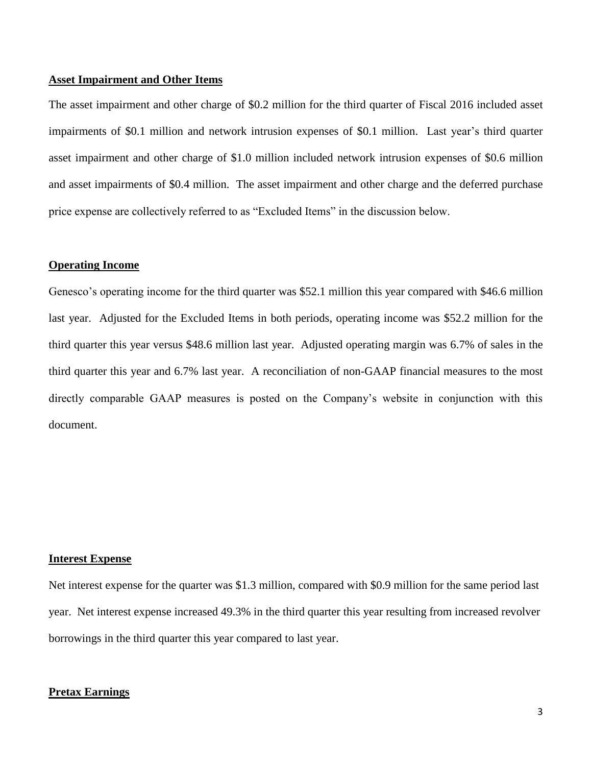**Asset Impairment and Other Items**

The asset impairment and other charge of $0.2 million for the third quarter of Fiscal 2016 included asset impairments of $0.1 million and network intrusion expenses of $0.1 million. Last year's third quarter asset impairment and other charge of $1.0 million included network intrusion expenses of $0.6 million and asset impairments of $0.4 million. The asset impairment and other charge and the deferred purchase price expense are collectively referred to as "Excluded Items" in the discussion below.

**Operating Income**

Genesco's operating income for the third quarter was $52.1 million this year compared with $46.6 million last year. Adjusted for the Excluded Items in both periods, operating income was $52.2 million for the third quarter this year versus $48.6 million last year. Adjusted operating margin was 6.7% of sales in the third quarter this year and 6.7% last year. A reconciliation of non-GAAP financial measures to the most directly comparable GAAP measures is posted on the Company's website in conjunction with this document.

**Interest Expense**

Net interest expense for the quarter was $1.3 million, compared with $0.9 million for the same period last year. Net interest expense increased 49.3% in the third quarter this year resulting from increased revolver borrowings in the third quarter this year compared to last year.

**Pretax Earnings**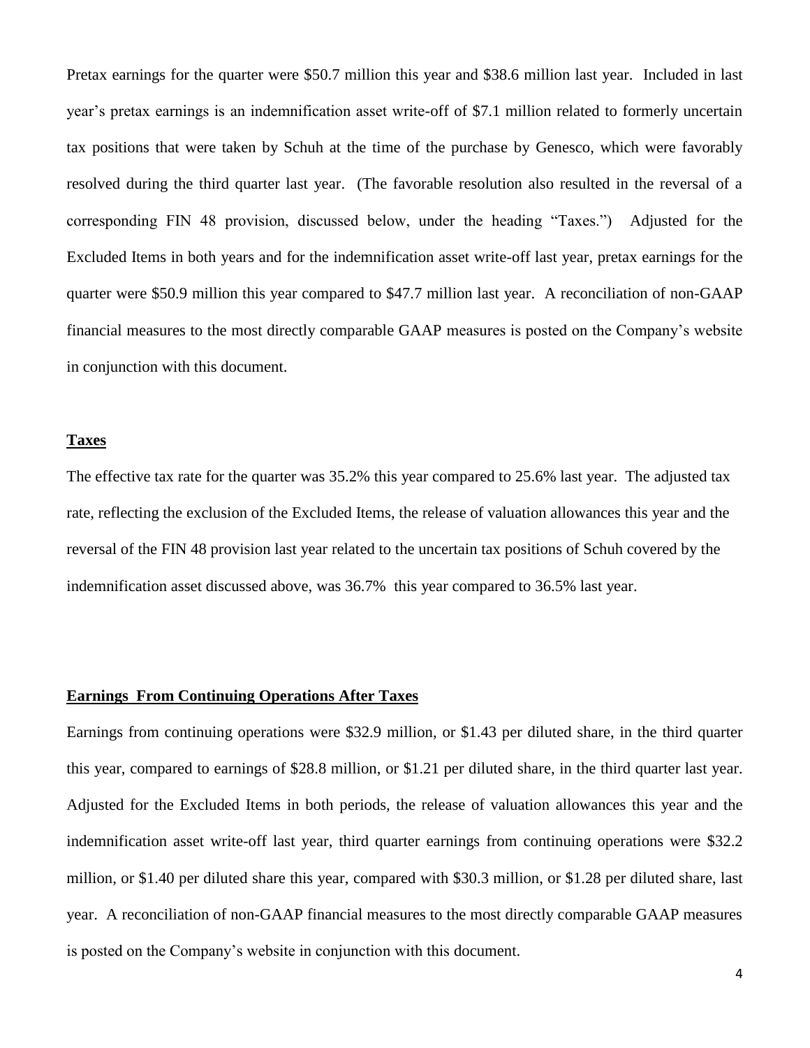Pretax earnings for the quarter were $50.7 million this year and $38.6 million last year. Included in last year's pretax earnings is an indemnification asset write-off of $7.1 million related to formerly uncertain tax positions that were taken by Schuh at the time of the purchase by Genesco, which were favorably resolved during the third quarter last year. (The favorable resolution also resulted in the reversal of a corresponding FIN 48 provision, discussed below, under the heading "Taxes.") Adjusted for the Excluded Items in both years and for the indemnification asset write-off last year, pretax earnings for the quarter were $50.9 million this year compared to $47.7 million last year. A reconciliation of non-GAAP financial measures to the most directly comparable GAAP measures is posted on the Company's website in conjunction with this document.

**Taxes**

The effective tax rate for the quarter was 35.2% this year compared to 25.6% last year. The adjusted tax rate, reflecting the exclusion of the Excluded Items, the release of valuation allowances this year and the reversal of the FIN 48 provision last year related to the uncertain tax positions of Schuh covered by the indemnification asset discussed above, was 36.7% this year compared to 36.5% last year.

**Earnings From Continuing Operations After Taxes**

Earnings from continuing operations were $32.9 million, or $1.43 per diluted share, in the third quarter this year, compared to earnings of $28.8 million, or $1.21 per diluted share, in the third quarter last year. Adjusted for the Excluded Items in both periods, the release of valuation allowances this year and the indemnification asset write-off last year, third quarter earnings from continuing operations were $32.2 million, or $1.40 per diluted share this year, compared with $30.3 million, or $1.28 per diluted share, last year. A reconciliation of non-GAAP financial measures to the most directly comparable GAAP measures is posted on the Company's website in conjunction with this document.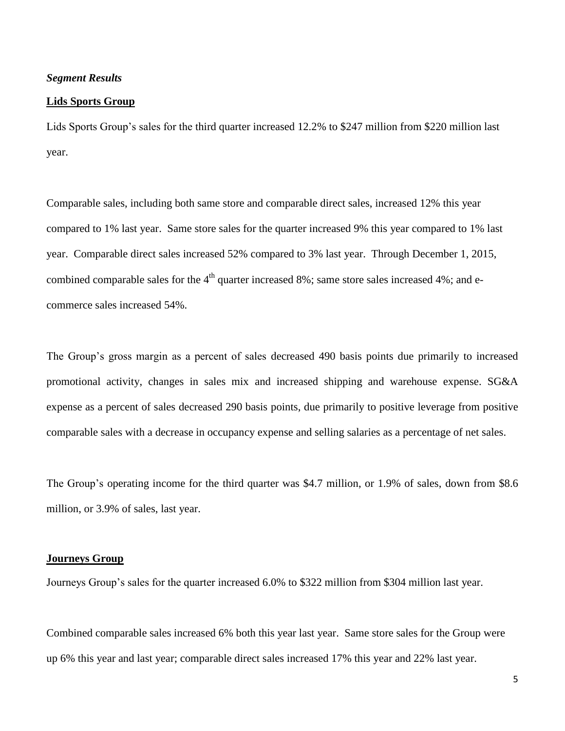***Segment Results***

**Lids Sports Group**

Lids Sports Group's sales for the third quarter increased 12.2% to $247 million from $220 million last year.

Comparable sales, including both same store and comparable direct sales, increased 12% this year compared to 1% last year. Same store sales for the quarter increased 9% this year compared to 1% last year. Comparable direct sales increased 52% compared to 3% last year. Through December 1, 2015, combined comparable sales for the 4th quarter increased 8%; same store sales increased 4%; and e-commerce sales increased 54%.

The Group's gross margin as a percent of sales decreased 490 basis points due primarily to increased promotional activity, changes in sales mix and increased shipping and warehouse expense. SG&A expense as a percent of sales decreased 290 basis points, due primarily to positive leverage from positive comparable sales with a decrease in occupancy expense and selling salaries as a percentage of net sales.

The Group's operating income for the third quarter was $4.7 million, or 1.9% of sales, down from $8.6 million, or 3.9% of sales, last year.

**Journeys Group**

Journeys Group's sales for the quarter increased 6.0% to $322 million from $304 million last year.

Combined comparable sales increased 6% both this year last year. Same store sales for the Group were up 6% this year and last year; comparable direct sales increased 17% this year and 22% last year.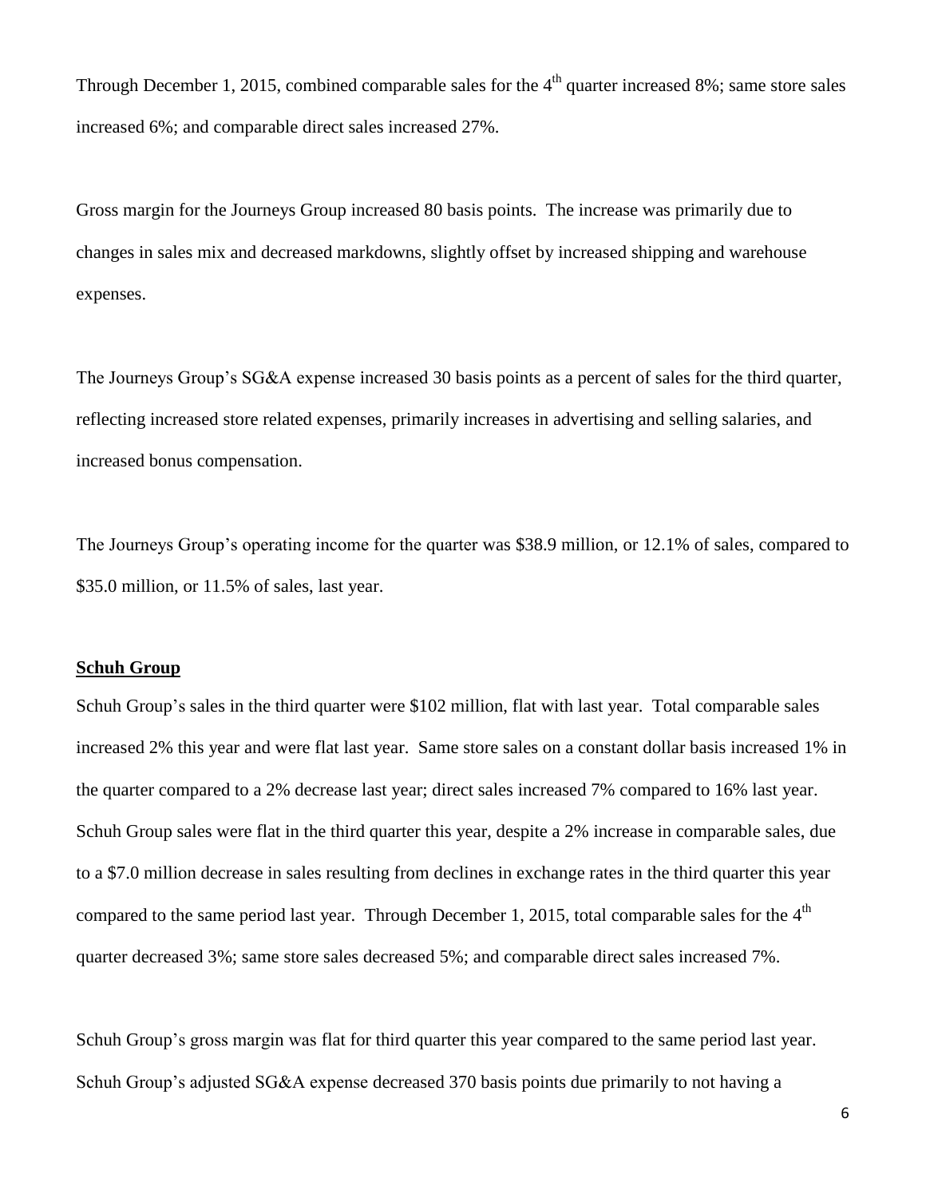Through December 1, 2015, combined comparable sales for the 4th quarter increased 8%; same store sales increased 6%; and comparable direct sales increased 27%.

Gross margin for the Journeys Group increased 80 basis points. The increase was primarily due to changes in sales mix and decreased markdowns, slightly offset by increased shipping and warehouse expenses.

The Journeys Group's SG&A expense increased 30 basis points as a percent of sales for the third quarter, reflecting increased store related expenses, primarily increases in advertising and selling salaries, and increased bonus compensation.

The Journeys Group's operating income for the quarter was $38.9 million, or 12.1% of sales, compared to $35.0 million, or 11.5% of sales, last year.

**Schuh Group**

Schuh Group's sales in the third quarter were $102 million, flat with last year. Total comparable sales increased 2% this year and were flat last year. Same store sales on a constant dollar basis increased 1% in the quarter compared to a 2% decrease last year; direct sales increased 7% compared to 16% last year. Schuh Group sales were flat in the third quarter this year, despite a 2% increase in comparable sales, due to a $7.0 million decrease in sales resulting from declines in exchange rates in the third quarter this year compared to the same period last year. Through December 1, 2015, total comparable sales for the 4th quarter decreased 3%; same store sales decreased 5%; and comparable direct sales increased 7%.

Schuh Group's gross margin was flat for third quarter this year compared to the same period last year. Schuh Group's adjusted SG&A expense decreased 370 basis points due primarily to not having a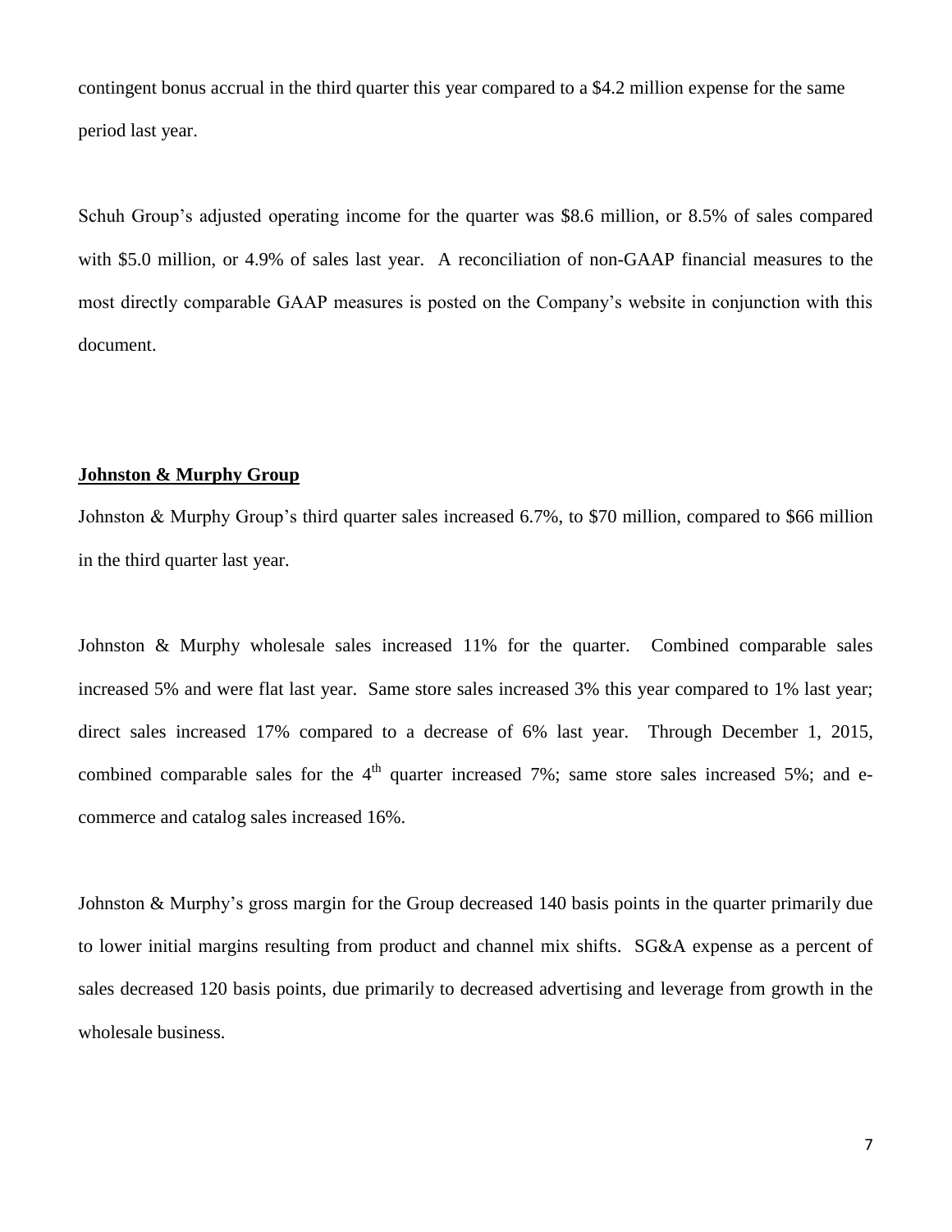contingent bonus accrual in the third quarter this year compared to a $4.2 million expense for the same period last year.

Schuh Group's adjusted operating income for the quarter was $8.6 million, or 8.5% of sales compared with $5.0 million, or 4.9% of sales last year. A reconciliation of non-GAAP financial measures to the most directly comparable GAAP measures is posted on the Company's website in conjunction with this document.

**Johnston & Murphy Group**

Johnston & Murphy Group's third quarter sales increased 6.7%, to $70 million, compared to $66 million in the third quarter last year.

Johnston & Murphy wholesale sales increased 11% for the quarter. Combined comparable sales increased 5% and were flat last year. Same store sales increased 3% this year compared to 1% last year; direct sales increased 17% compared to a decrease of 6% last year. Through December 1, 2015, combined comparable sales for the 4th quarter increased 7%; same store sales increased 5%; and e-commerce and catalog sales increased 16%.

Johnston & Murphy's gross margin for the Group decreased 140 basis points in the quarter primarily due to lower initial margins resulting from product and channel mix shifts. SG&A expense as a percent of sales decreased 120 basis points, due primarily to decreased advertising and leverage from growth in the wholesale business.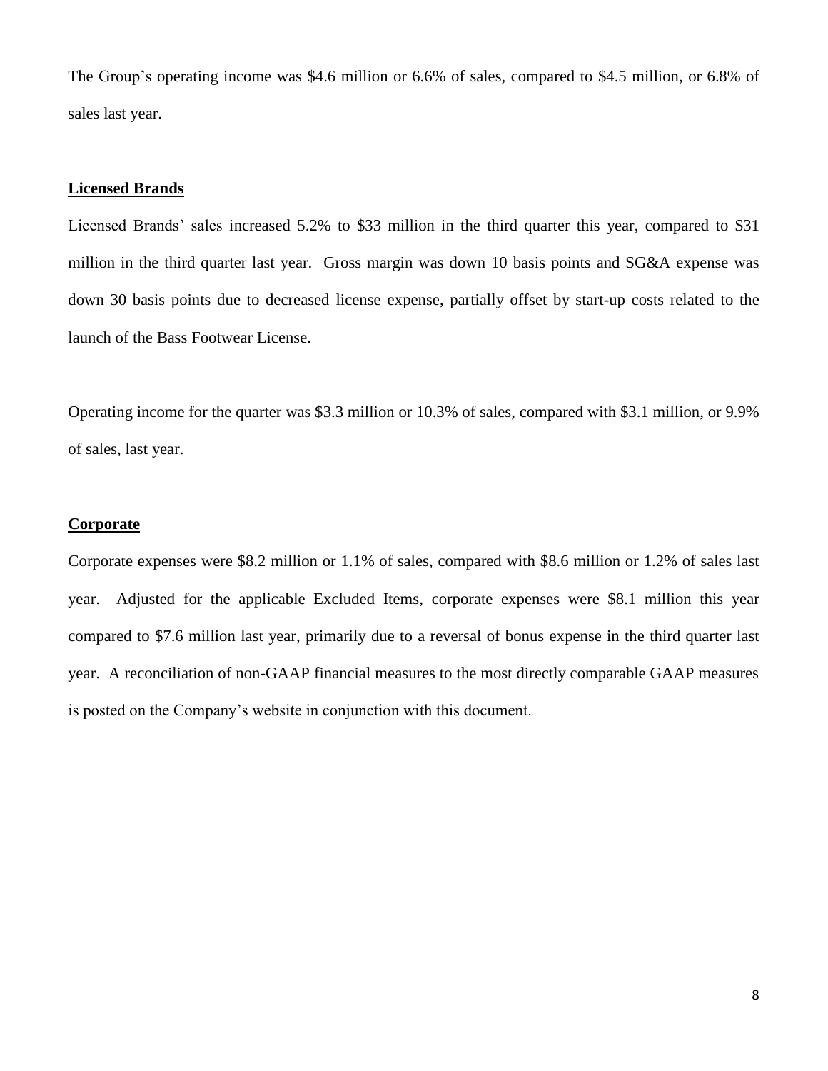The Group's operating income was $4.6 million or 6.6% of sales, compared to $4.5 million, or 6.8% of sales last year.

**Licensed Brands**

Licensed Brands' sales increased 5.2% to $33 million in the third quarter this year, compared to $31 million in the third quarter last year. Gross margin was down 10 basis points and SG&A expense was down 30 basis points due to decreased license expense, partially offset by start-up costs related to the launch of the Bass Footwear License.

Operating income for the quarter was $3.3 million or 10.3% of sales, compared with $3.1 million, or 9.9% of sales, last year.

**Corporate**

Corporate expenses were $8.2 million or 1.1% of sales, compared with $8.6 million or 1.2% of sales last year. Adjusted for the applicable Excluded Items, corporate expenses were $8.1 million this year compared to $7.6 million last year, primarily due to a reversal of bonus expense in the third quarter last year. A reconciliation of non-GAAP financial measures to the most directly comparable GAAP measures is posted on the Company's website in conjunction with this document.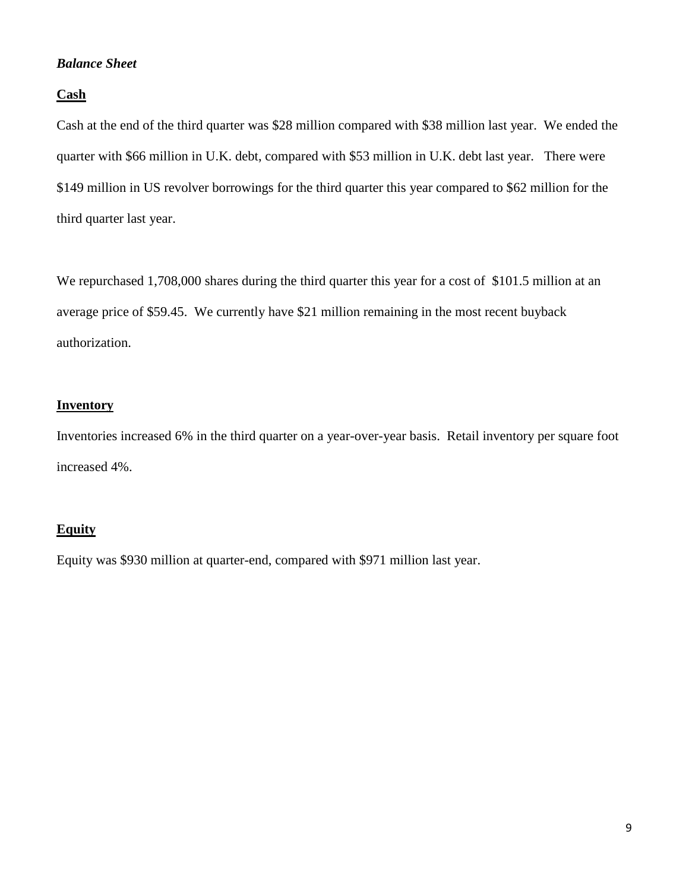***Balance Sheet***

**Cash**

Cash at the end of the third quarter was $28 million compared with $38 million last year. We ended the quarter with $66 million in U.K. debt, compared with $53 million in U.K. debt last year. There were $149 million in US revolver borrowings for the third quarter this year compared to $62 million for the third quarter last year.

We repurchased 1,708,000 shares during the third quarter this year for a cost of $101.5 million at an average price of $59.45. We currently have $21 million remaining in the most recent buyback authorization.

**Inventory**

Inventories increased 6% in the third quarter on a year-over-year basis. Retail inventory per square foot increased 4%.

**Equity**

Equity was $930 million at quarter-end, compared with $971 million last year.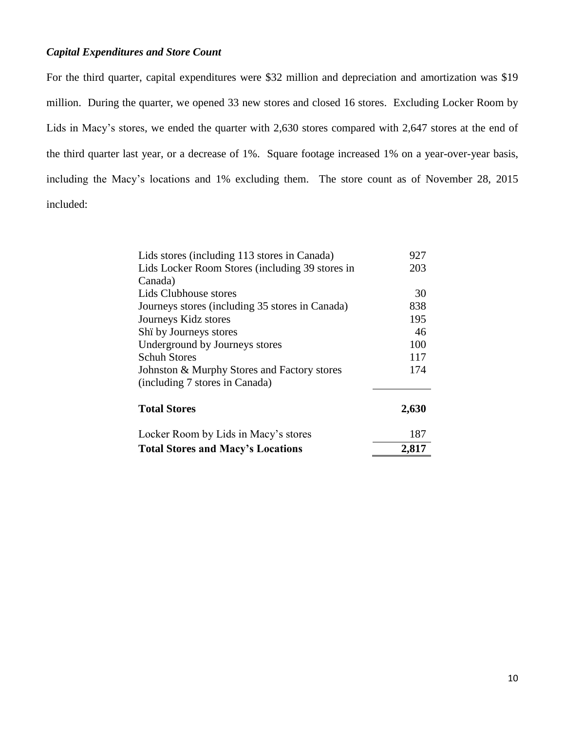### *Capital Expenditures and Store Count*

For the third quarter, capital expenditures were $32 million and depreciation and amortization was $19 million. During the quarter, we opened 33 new stores and closed 16 stores. Excluding Locker Room by Lids in Macy's stores, we ended the quarter with 2,630 stores compared with 2,647 stores at the end of the third quarter last year, or a decrease of 1%. Square footage increased 1% on a year-over-year basis, including the Macy's locations and 1% excluding them. The store count as of November 28, 2015 included:

| | |
|---|---|
| Lids stores (including 113 stores in Canada) | 927 |
| Lids Locker Room Stores (including 39 stores in Canada) | 203 |
| Lids Clubhouse stores | 30 |
| Journeys stores (including 35 stores in Canada) | 838 |
| Journeys Kidz stores | 195 |
| Shï by Journeys stores | 46 |
| Underground by Journeys stores | 100 |
| Schuh Stores | 117 |
| Johnston & Murphy Stores and Factory stores (including 7 stores in Canada) | 174 |
| **Total Stores** | **2,630** |
| Locker Room by Lids in Macy's stores | 187 |
| **Total Stores and Macy's Locations** | **2,817** |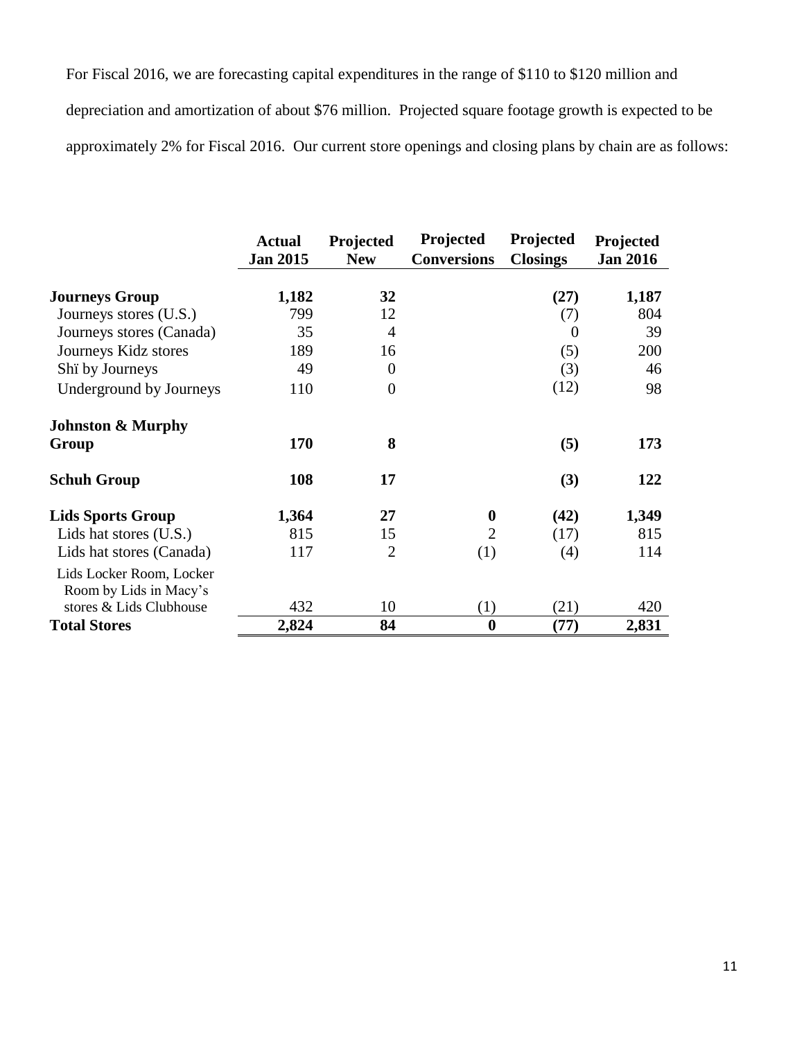For Fiscal 2016, we are forecasting capital expenditures in the range of $110 to $120 million and depreciation and amortization of about $76 million. Projected square footage growth is expected to be approximately 2% for Fiscal 2016. Our current store openings and closing plans by chain are as follows:

| | Actual Jan 2015 | Projected New | Projected Conversions | Projected Closings | Projected Jan 2016 |
|---|---|---|---|---|---|
| **Journeys Group** | **1,182** | **32** | | **(27)** | **1,187** |
| Journeys stores (U.S.) | 799 | 12 | | (7) | 804 |
| Journeys stores (Canada) | 35 | 4 | | 0 | 39 |
| Journeys Kidz stores | 189 | 16 | | (5) | 200 |
| Shï by Journeys | 49 | 0 | | (3) | 46 |
| Underground by Journeys | 110 | 0 | | (12) | 98 |
| **Johnston & Murphy Group** | **170** | **8** | | **(5)** | **173** |
| **Schuh Group** | **108** | **17** | | **(3)** | **122** |
| **Lids Sports Group** | **1,364** | **27** | **0** | **(42)** | **1,349** |
| Lids hat stores (U.S.) | 815 | 15 | 2 | (17) | 815 |
| Lids hat stores (Canada) | 117 | 2 | (1) | (4) | 114 |
| Lids Locker Room, Locker Room by Lids in Macy's stores & Lids Clubhouse | 432 | 10 | (1) | (21) | 420 |
| **Total Stores** | **2,824** | **84** | **0** | **(77)** | **2,831** |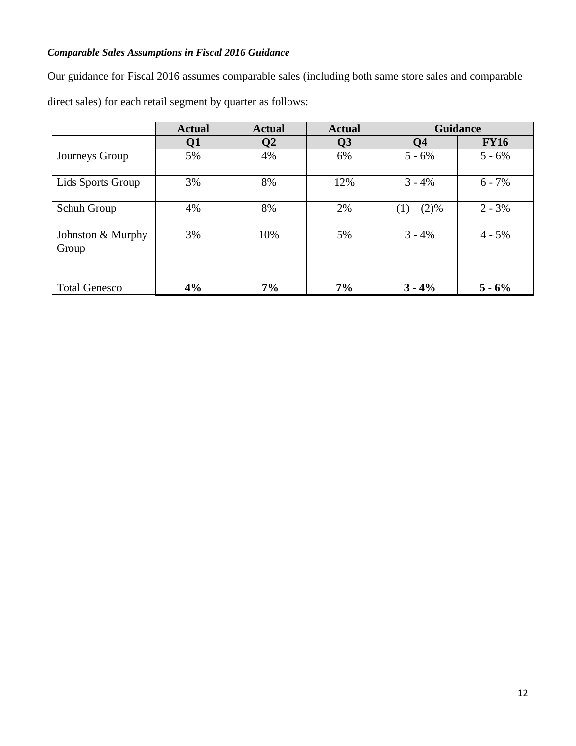***Comparable Sales Assumptions in Fiscal 2016 Guidance***

Our guidance for Fiscal 2016 assumes comparable sales (including both same store sales and comparable direct sales) for each retail segment by quarter as follows:

| | **Actual** | **Actual** | **Actual** | **Guidance** | |
|---|---|---|---|---|---|
| | **Q1** | **Q2** | **Q3** | **Q4** | **FY16** |
| Journeys Group | 5% | 4% | 6% | 5 - 6% | 5 - 6% |
| Lids Sports Group | 3% | 8% | 12% | 3 - 4% | 6 - 7% |
| Schuh Group | 4% | 8% | 2% | (1) – (2)% | 2 - 3% |
| Johnston & Murphy Group | 3% | 10% | 5% | 3 - 4% | 4 - 5% |
| | | | | | |
| Total Genesco | **4%** | **7%** | **7%** | **3 - 4%** | **5 - 6%** |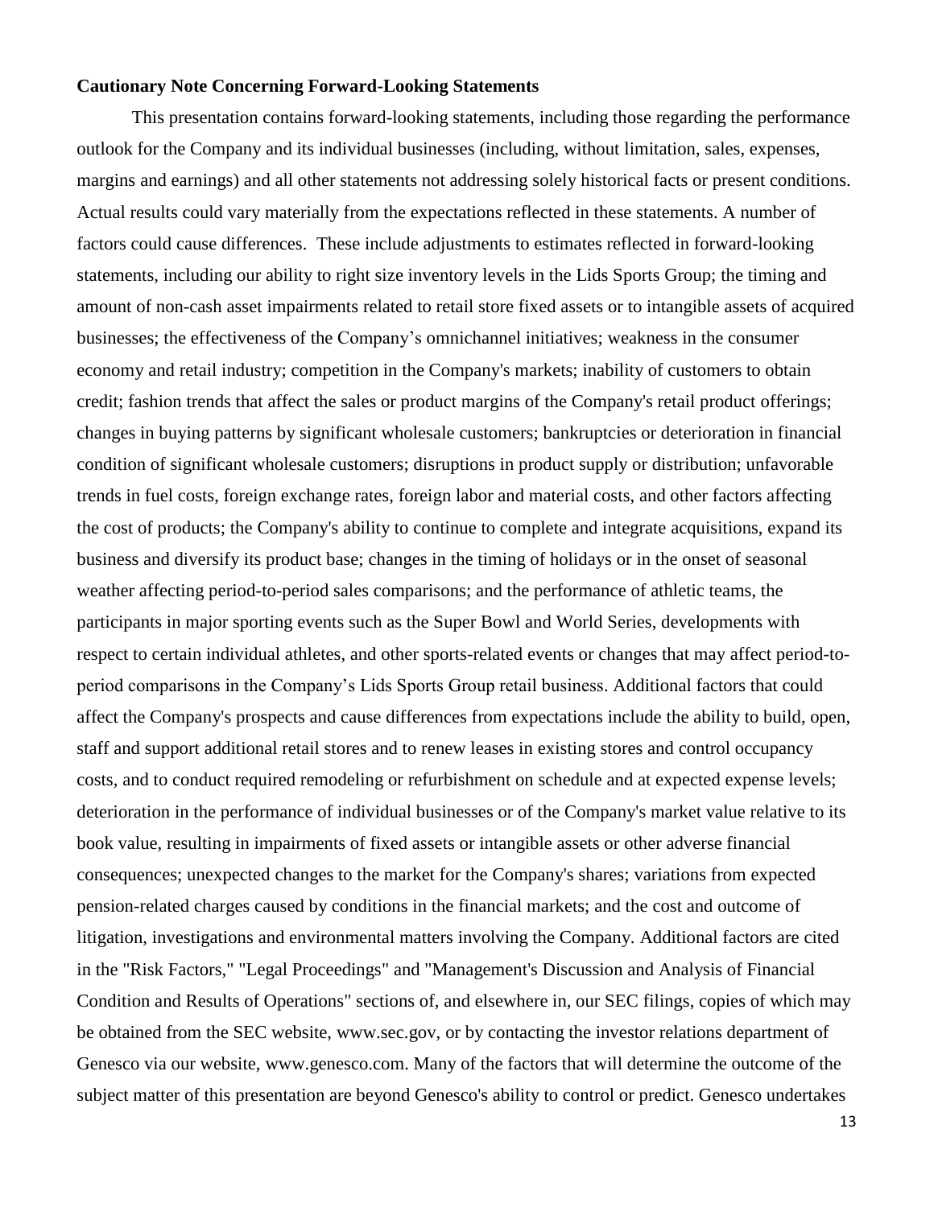**Cautionary Note Concerning Forward-Looking Statements**

This presentation contains forward-looking statements, including those regarding the performance outlook for the Company and its individual businesses (including, without limitation, sales, expenses, margins and earnings) and all other statements not addressing solely historical facts or present conditions. Actual results could vary materially from the expectations reflected in these statements. A number of factors could cause differences. These include adjustments to estimates reflected in forward-looking statements, including our ability to right size inventory levels in the Lids Sports Group; the timing and amount of non-cash asset impairments related to retail store fixed assets or to intangible assets of acquired businesses; the effectiveness of the Company's omnichannel initiatives; weakness in the consumer economy and retail industry; competition in the Company's markets; inability of customers to obtain credit; fashion trends that affect the sales or product margins of the Company's retail product offerings; changes in buying patterns by significant wholesale customers; bankruptcies or deterioration in financial condition of significant wholesale customers; disruptions in product supply or distribution; unfavorable trends in fuel costs, foreign exchange rates, foreign labor and material costs, and other factors affecting the cost of products; the Company's ability to continue to complete and integrate acquisitions, expand its business and diversify its product base; changes in the timing of holidays or in the onset of seasonal weather affecting period-to-period sales comparisons; and the performance of athletic teams, the participants in major sporting events such as the Super Bowl and World Series, developments with respect to certain individual athletes, and other sports-related events or changes that may affect period-to-period comparisons in the Company's Lids Sports Group retail business. Additional factors that could affect the Company's prospects and cause differences from expectations include the ability to build, open, staff and support additional retail stores and to renew leases in existing stores and control occupancy costs, and to conduct required remodeling or refurbishment on schedule and at expected expense levels; deterioration in the performance of individual businesses or of the Company's market value relative to its book value, resulting in impairments of fixed assets or intangible assets or other adverse financial consequences; unexpected changes to the market for the Company's shares; variations from expected pension-related charges caused by conditions in the financial markets; and the cost and outcome of litigation, investigations and environmental matters involving the Company. Additional factors are cited in the "Risk Factors," "Legal Proceedings" and "Management's Discussion and Analysis of Financial Condition and Results of Operations" sections of, and elsewhere in, our SEC filings, copies of which may be obtained from the SEC website, www.sec.gov, or by contacting the investor relations department of Genesco via our website, www.genesco.com. Many of the factors that will determine the outcome of the subject matter of this presentation are beyond Genesco's ability to control or predict. Genesco undertakes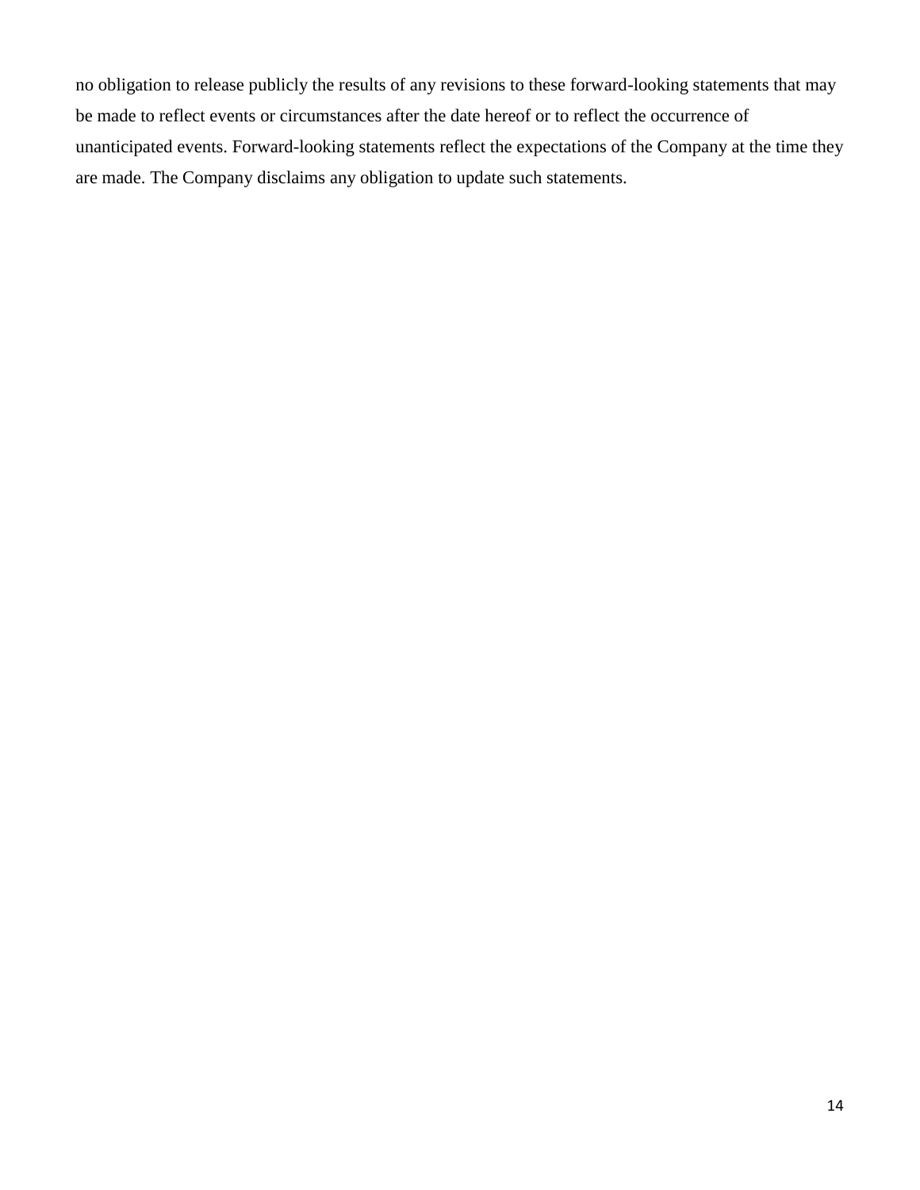no obligation to release publicly the results of any revisions to these forward-looking statements that may be made to reflect events or circumstances after the date hereof or to reflect the occurrence of unanticipated events. Forward-looking statements reflect the expectations of the Company at the time they are made. The Company disclaims any obligation to update such statements.